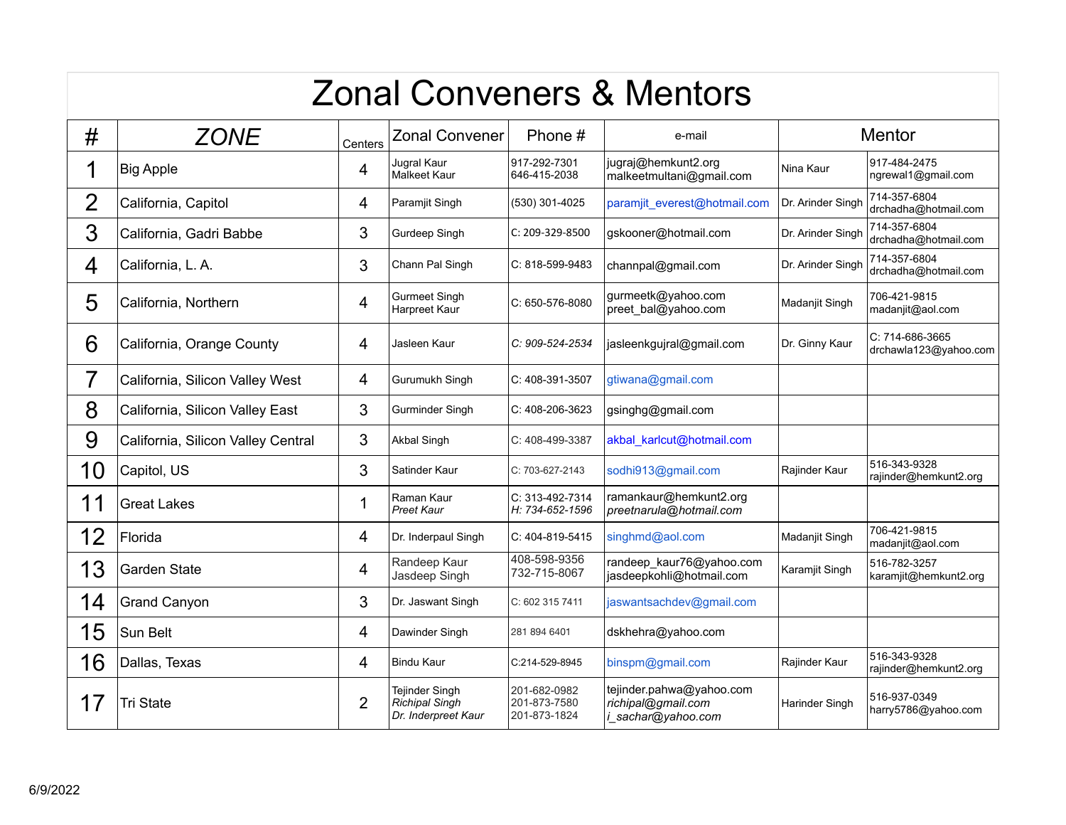# Zonal Conveners & Mentors

| # | ZONE | Centers | Zonal Convener | Phone # | e-mail | Mentor | |
|---|---|---|---|---|---|---|---|
| 1 | Big Apple | 4 | Jugral Kaur<br>Malkeet Kaur | 917-292-7301<br>646-415-2038 | jugraj@hemkunt2.org<br>malkeetmultani@gmail.com | Nina Kaur | 917-484-2475<br>ngrewal1@gmail.com |
| 2 | California, Capitol | 4 | Paramjit Singh | (530) 301-4025 | paramjit_everest@hotmail.com | Dr. Arinder Singh | 714-357-6804<br>drchadha@hotmail.com |
| 3 | California, Gadri Babbe | 3 | Gurdeep Singh | C: 209-329-8500 | gskooner@hotmail.com | Dr. Arinder Singh | 714-357-6804<br>drchadha@hotmail.com |
| 4 | California, L. A. | 3 | Chann Pal Singh | C: 818-599-9483 | channpal@gmail.com | Dr. Arinder Singh | 714-357-6804<br>drchadha@hotmail.com |
| 5 | California, Northern | 4 | Gurmeet Singh<br>Harpreet Kaur | C: 650-576-8080 | gurmeetk@yahoo.com<br>preet_bal@yahoo.com | Madanjit Singh | 706-421-9815<br>madanjit@aol.com |
| 6 | California, Orange County | 4 | Jasleen Kaur | *C: 909-524-2534* | jasleenkgujral@gmail.com | Dr. Ginny Kaur | C: 714-686-3665<br>drchawla123@yahoo.com |
| 7 | California, Silicon Valley West | 4 | Gurumukh Singh | C: 408-391-3507 | gtiwana@gmail.com | | |
| 8 | California, Silicon Valley East | 3 | Gurminder Singh | C: 408-206-3623 | gsinghg@gmail.com | | |
| 9 | California, Silicon Valley Central | 3 | Akbal Singh | C: 408-499-3387 | akbal_karlcut@hotmail.com | | |
| 10 | Capitol, US | 3 | Satinder Kaur | C: 703-627-2143 | sodhi913@gmail.com | Rajinder Kaur | 516-343-9328<br>rajinder@hemkunt2.org |
| 11 | Great Lakes | 1 | Raman Kaur<br>*Preet Kaur* | C: 313-492-7314<br>*H: 734-652-1596* | ramankaur@hemkunt2.org<br>*preetnarula@hotmail.com* | | |
| 12 | Florida | 4 | Dr. Inderpaul Singh | C: 404-819-5415 | singhmd@aol.com | Madanjit Singh | 706-421-9815<br>madanjit@aol.com |
| 13 | Garden State | 4 | Randeep Kaur<br>Jasdeep Singh | 408-598-9356<br>732-715-8067 | randeep_kaur76@yahoo.com<br>jasdeepkohli@hotmail.com | Karamjit Singh | 516-782-3257<br>karamjit@hemkunt2.org |
| 14 | Grand Canyon | 3 | Dr. Jaswant Singh | C: 602 315 7411 | jaswantsachdev@gmail.com | | |
| 15 | Sun Belt | 4 | Dawinder Singh | 281 894 6401 | dskhehra@yahoo.com | | |
| 16 | Dallas, Texas | 4 | Bindu Kaur | C:214-529-8945 | binspm@gmail.com | Rajinder Kaur | 516-343-9328<br>rajinder@hemkunt2.org |
| 17 | Tri State | 2 | Tejinder Singh<br>*Richipal Singh*<br>*Dr. Inderpreet Kaur* | 201-682-0982<br>201-873-7580<br>201-873-1824 | tejinder.pahwa@yahoo.com<br>*richipal@gmail.com*<br>*i_sachar@yahoo.com* | Harinder Singh | 516-937-0349<br>harry5786@yahoo.com |

6/9/2022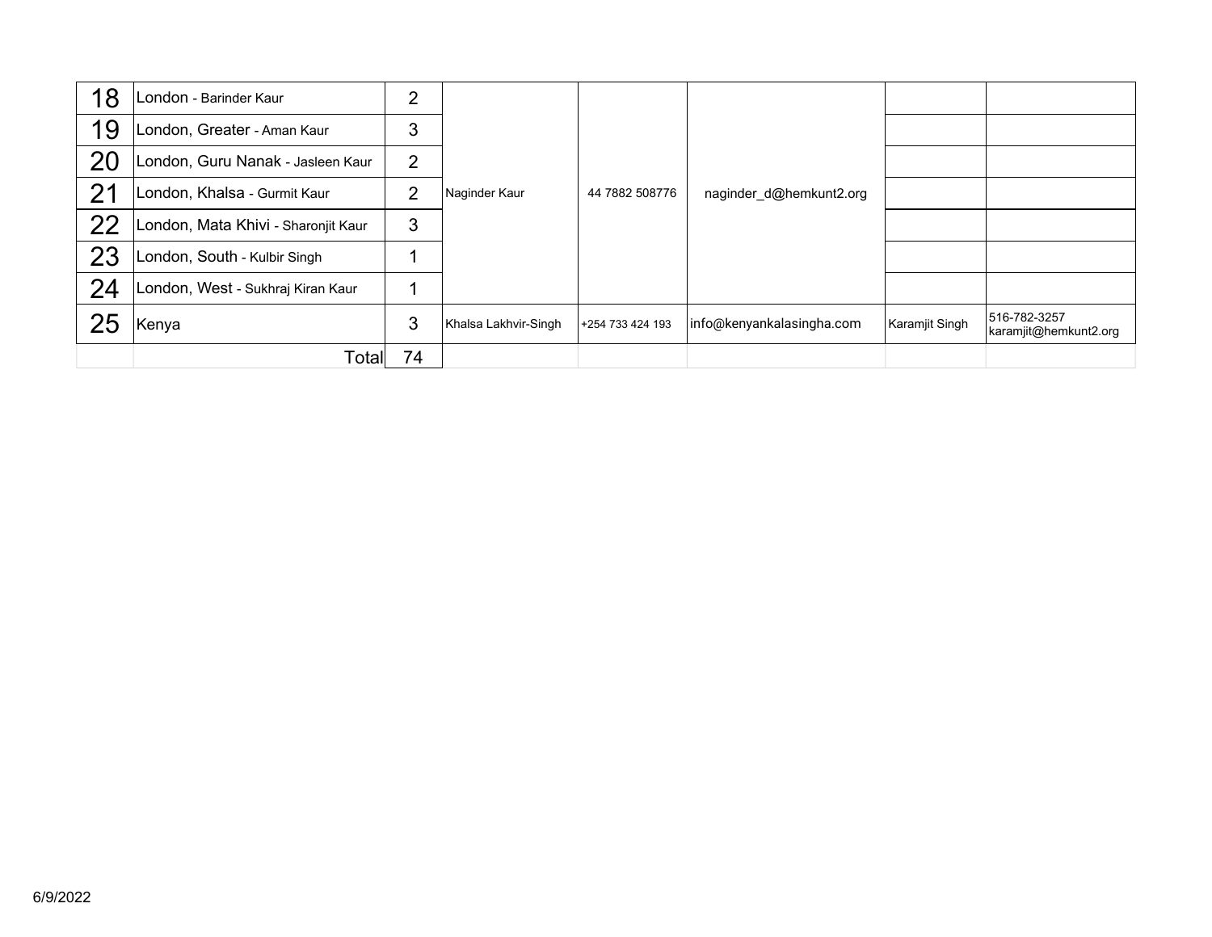| | | | | | | | |
|---|---|---|---|---|---|---|---|
| 18 | London - Barinder Kaur | 2 | | | | | |
| 19 | London, Greater - Aman Kaur | 3 | | | | | |
| 20 | London, Guru Nanak - Jasleen Kaur | 2 | | | | | |
| 21 | London, Khalsa - Gurmit Kaur | 2 | Naginder Kaur | 44 7882 508776 | naginder_d@hemkunt2.org | | |
| 22 | London, Mata Khivi - Sharonjit Kaur | 3 | | | | | |
| 23 | London, South - Kulbir Singh | 1 | | | | | |
| 24 | London, West - Sukhraj Kiran Kaur | 1 | | | | | |
| 25 | Kenya | 3 | Khalsa Lakhvir-Singh | +254 733 424 193 | info@kenyankalasingha.com | Karamjit Singh | 516-782-3257 karamjit@hemkunt2.org |
| | Total | 74 | | | | | |

6/9/2022